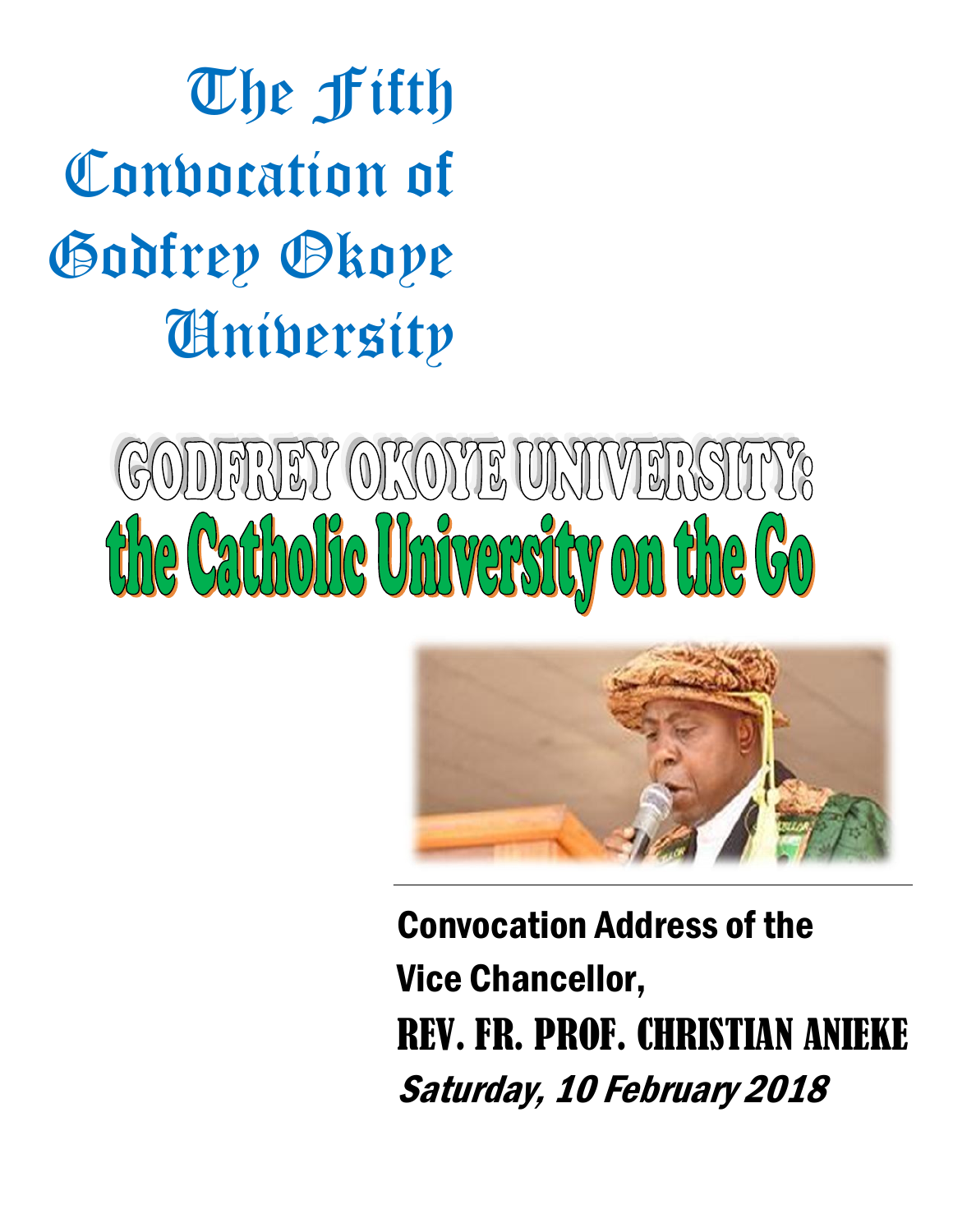# The Fifth Convocation of Godfrey Okoye University

## GODFREY OKOYE UNIVERSITY: the Catholic University on the Go

Convocation Address of the Vice Chancellor,

REV. FR. PROF. CHRISTIAN ANIEKE

*Saturday, 10 February 2018*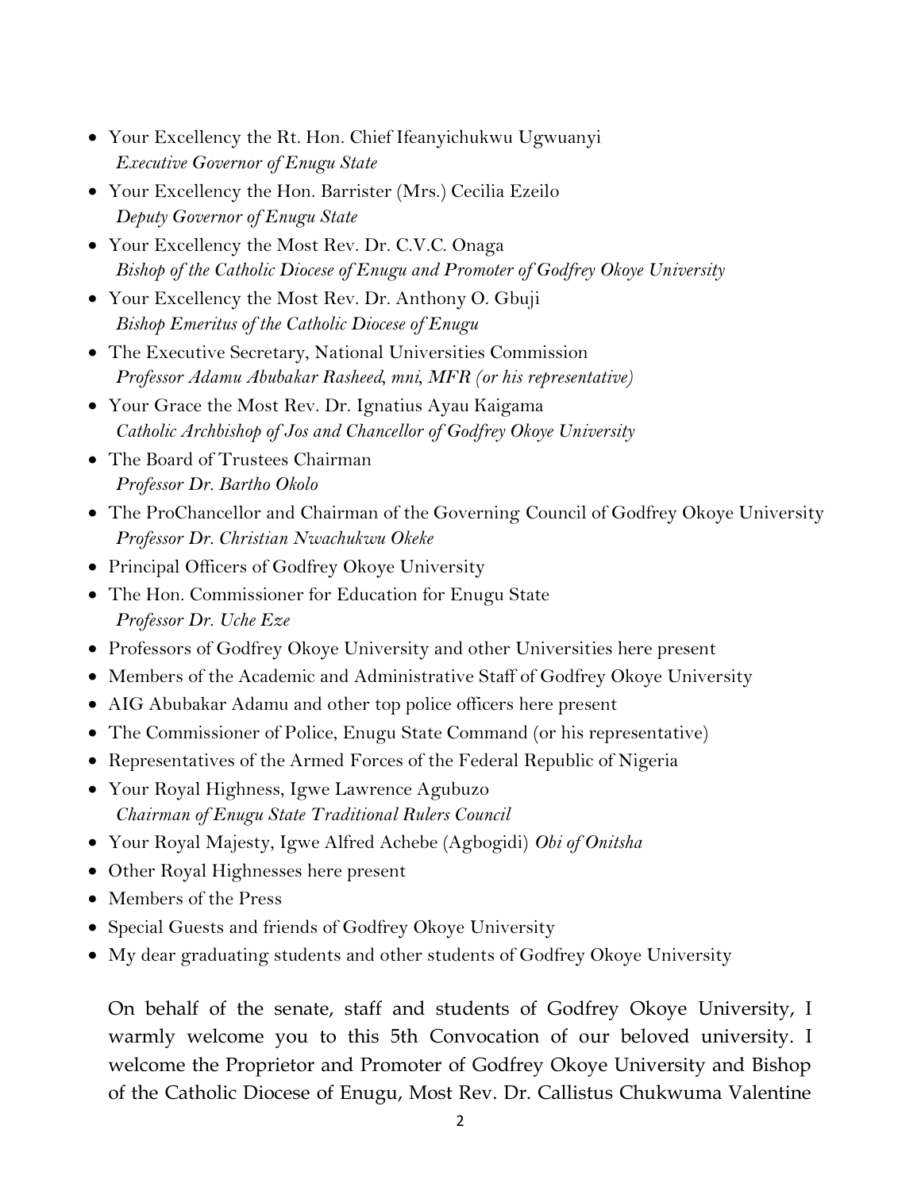- Your Excellency the Rt. Hon. Chief Ifeanyichukwu Ugwuanyi
  *Executive Governor of Enugu State*
- Your Excellency the Hon. Barrister (Mrs.) Cecilia Ezeilo
  *Deputy Governor of Enugu State*
- Your Excellency the Most Rev. Dr. C.V.C. Onaga
  *Bishop of the Catholic Diocese of Enugu and Promoter of Godfrey Okoye University*
- Your Excellency the Most Rev. Dr. Anthony O. Gbuji
  *Bishop Emeritus of the Catholic Diocese of Enugu*
- The Executive Secretary, National Universities Commission
  *Professor Adamu Abubakar Rasheed, mni, MFR (or his representative)*
- Your Grace the Most Rev. Dr. Ignatius Ayau Kaigama
  *Catholic Archbishop of Jos and Chancellor of Godfrey Okoye University*
- The Board of Trustees Chairman
  *Professor Dr. Bartho Okolo*
- The ProChancellor and Chairman of the Governing Council of Godfrey Okoye University
  *Professor Dr. Christian Nwachukwu Okeke*
- Principal Officers of Godfrey Okoye University
- The Hon. Commissioner for Education for Enugu State
  *Professor Dr. Uche Eze*
- Professors of Godfrey Okoye University and other Universities here present
- Members of the Academic and Administrative Staff of Godfrey Okoye University
- AIG Abubakar Adamu and other top police officers here present
- The Commissioner of Police, Enugu State Command (or his representative)
- Representatives of the Armed Forces of the Federal Republic of Nigeria
- Your Royal Highness, Igwe Lawrence Agubuzo
  *Chairman of Enugu State Traditional Rulers Council*
- Your Royal Majesty, Igwe Alfred Achebe (Agbogidi) *Obi of Onitsha*
- Other Royal Highnesses here present
- Members of the Press
- Special Guests and friends of Godfrey Okoye University
- My dear graduating students and other students of Godfrey Okoye University

On behalf of the senate, staff and students of Godfrey Okoye University, I warmly welcome you to this 5th Convocation of our beloved university. I welcome the Proprietor and Promoter of Godfrey Okoye University and Bishop of the Catholic Diocese of Enugu, Most Rev. Dr. Callistus Chukwuma Valentine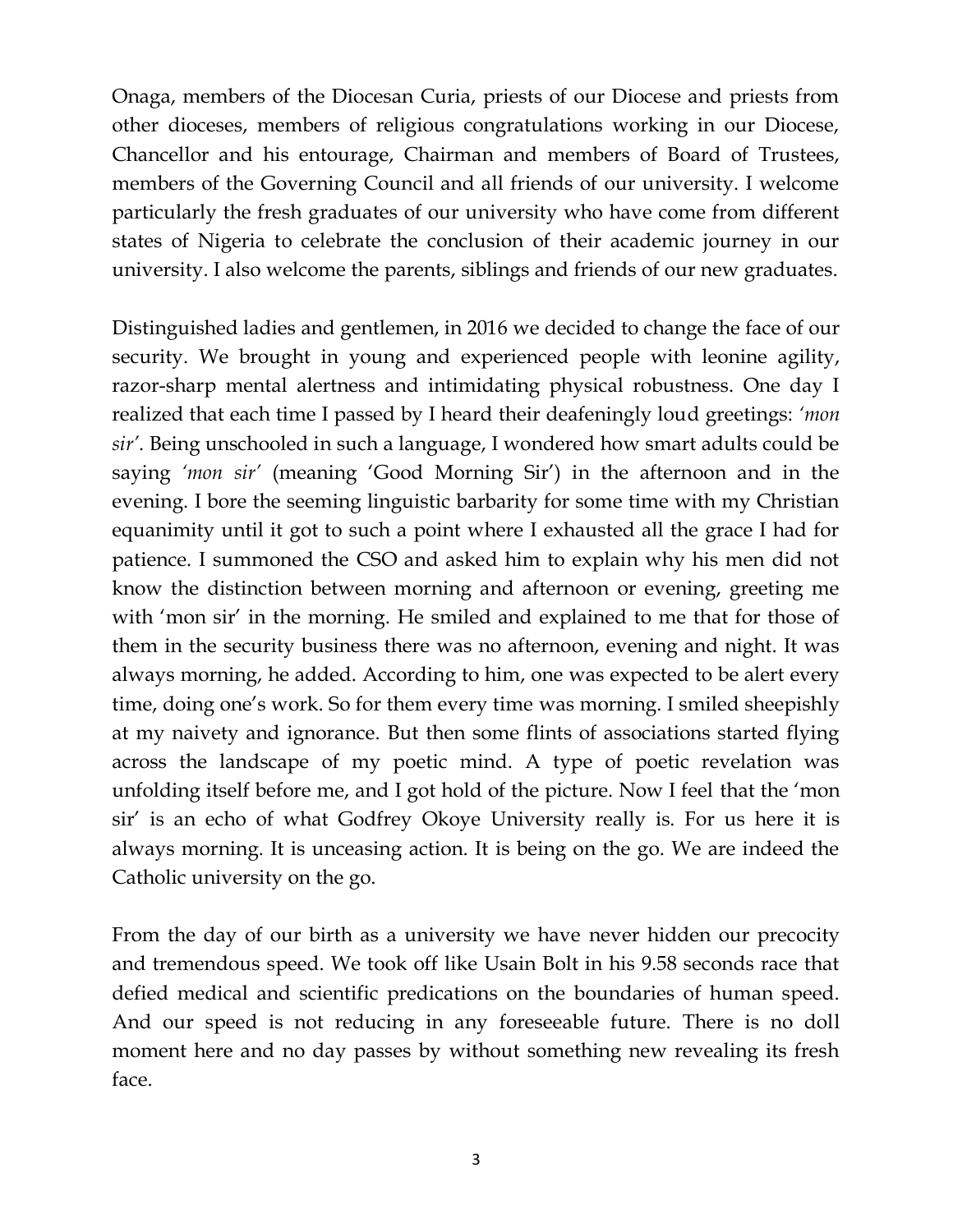Onaga, members of the Diocesan Curia, priests of our Diocese and priests from other dioceses, members of religious congratulations working in our Diocese, Chancellor and his entourage, Chairman and members of Board of Trustees, members of the Governing Council and all friends of our university. I welcome particularly the fresh graduates of our university who have come from different states of Nigeria to celebrate the conclusion of their academic journey in our university. I also welcome the parents, siblings and friends of our new graduates.

Distinguished ladies and gentlemen, in 2016 we decided to change the face of our security. We brought in young and experienced people with leonine agility, razor-sharp mental alertness and intimidating physical robustness. One day I realized that each time I passed by I heard their deafeningly loud greetings: *'mon sir'*. Being unschooled in such a language, I wondered how smart adults could be saying *'mon sir'* (meaning 'Good Morning Sir') in the afternoon and in the evening. I bore the seeming linguistic barbarity for some time with my Christian equanimity until it got to such a point where I exhausted all the grace I had for patience. I summoned the CSO and asked him to explain why his men did not know the distinction between morning and afternoon or evening, greeting me with 'mon sir' in the morning. He smiled and explained to me that for those of them in the security business there was no afternoon, evening and night. It was always morning, he added. According to him, one was expected to be alert every time, doing one's work. So for them every time was morning. I smiled sheepishly at my naivety and ignorance. But then some flints of associations started flying across the landscape of my poetic mind. A type of poetic revelation was unfolding itself before me, and I got hold of the picture. Now I feel that the 'mon sir' is an echo of what Godfrey Okoye University really is. For us here it is always morning. It is unceasing action. It is being on the go. We are indeed the Catholic university on the go.

From the day of our birth as a university we have never hidden our precocity and tremendous speed. We took off like Usain Bolt in his 9.58 seconds race that defied medical and scientific predications on the boundaries of human speed. And our speed is not reducing in any foreseeable future. There is no doll moment here and no day passes by without something new revealing its fresh face.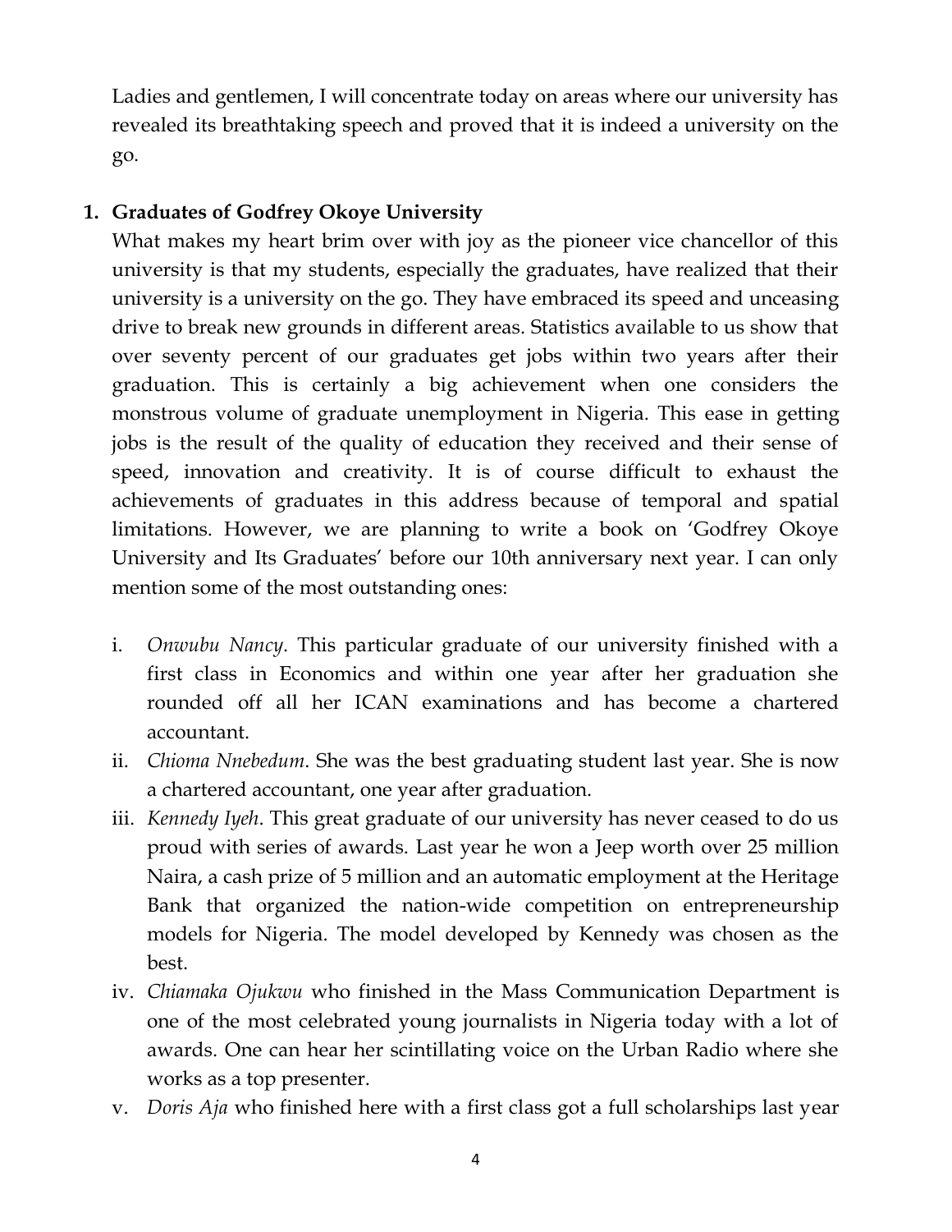Ladies and gentlemen, I will concentrate today on areas where our university has revealed its breathtaking speech and proved that it is indeed a university on the go.

1. **Graduates of Godfrey Okoye University**

   What makes my heart brim over with joy as the pioneer vice chancellor of this university is that my students, especially the graduates, have realized that their university is a university on the go. They have embraced its speed and unceasing drive to break new grounds in different areas. Statistics available to us show that over seventy percent of our graduates get jobs within two years after their graduation. This is certainly a big achievement when one considers the monstrous volume of graduate unemployment in Nigeria. This ease in getting jobs is the result of the quality of education they received and their sense of speed, innovation and creativity. It is of course difficult to exhaust the achievements of graduates in this address because of temporal and spatial limitations. However, we are planning to write a book on 'Godfrey Okoye University and Its Graduates' before our 10th anniversary next year. I can only mention some of the most outstanding ones:

   i. *Onwubu Nancy*. This particular graduate of our university finished with a first class in Economics and within one year after her graduation she rounded off all her ICAN examinations and has become a chartered accountant.
   ii. *Chioma Nnebedum*. She was the best graduating student last year. She is now a chartered accountant, one year after graduation.
   iii. *Kennedy Iyeh*. This great graduate of our university has never ceased to do us proud with series of awards. Last year he won a Jeep worth over 25 million Naira, a cash prize of 5 million and an automatic employment at the Heritage Bank that organized the nation-wide competition on entrepreneurship models for Nigeria. The model developed by Kennedy was chosen as the best.
   iv. *Chiamaka Ojukwu* who finished in the Mass Communication Department is one of the most celebrated young journalists in Nigeria today with a lot of awards. One can hear her scintillating voice on the Urban Radio where she works as a top presenter.
   v. *Doris Aja* who finished here with a first class got a full scholarships last year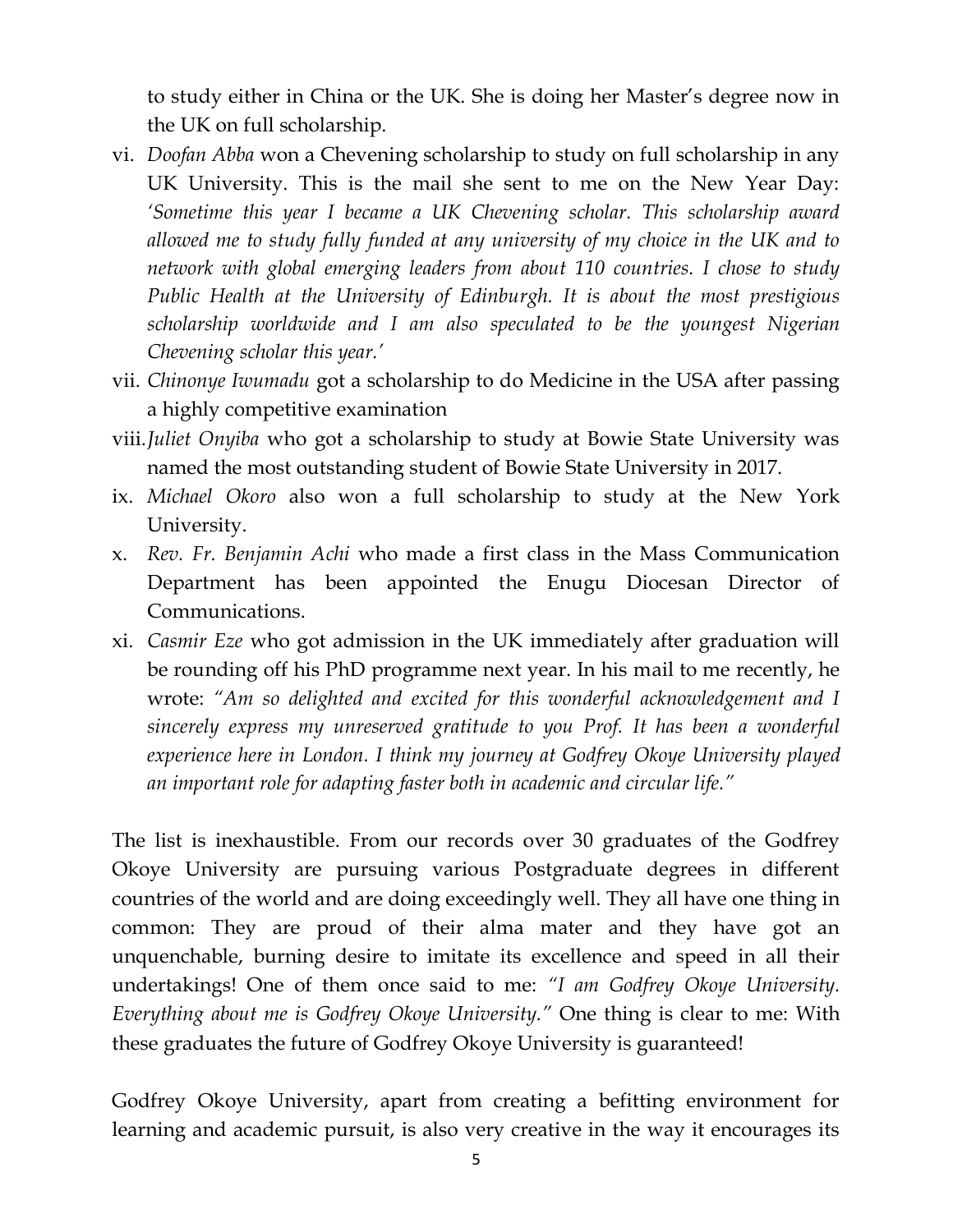to study either in China or the UK. She is doing her Master's degree now in the UK on full scholarship.

vi. *Doofan Abba* won a Chevening scholarship to study on full scholarship in any UK University. This is the mail she sent to me on the New Year Day: *'Sometime this year I became a UK Chevening scholar. This scholarship award allowed me to study fully funded at any university of my choice in the UK and to network with global emerging leaders from about 110 countries. I chose to study Public Health at the University of Edinburgh. It is about the most prestigious scholarship worldwide and I am also speculated to be the youngest Nigerian Chevening scholar this year.'*

vii. *Chinonye Iwumadu* got a scholarship to do Medicine in the USA after passing a highly competitive examination

viii. *Juliet Onyiba* who got a scholarship to study at Bowie State University was named the most outstanding student of Bowie State University in 2017.

ix. *Michael Okoro* also won a full scholarship to study at the New York University.

x. *Rev. Fr. Benjamin Achi* who made a first class in the Mass Communication Department has been appointed the Enugu Diocesan Director of Communications.

xi. *Casmir Eze* who got admission in the UK immediately after graduation will be rounding off his PhD programme next year. In his mail to me recently, he wrote: *"Am so delighted and excited for this wonderful acknowledgement and I sincerely express my unreserved gratitude to you Prof. It has been a wonderful experience here in London. I think my journey at Godfrey Okoye University played an important role for adapting faster both in academic and circular life."*

The list is inexhaustible. From our records over 30 graduates of the Godfrey Okoye University are pursuing various Postgraduate degrees in different countries of the world and are doing exceedingly well. They all have one thing in common: They are proud of their alma mater and they have got an unquenchable, burning desire to imitate its excellence and speed in all their undertakings! One of them once said to me: *"I am Godfrey Okoye University. Everything about me is Godfrey Okoye University."* One thing is clear to me: With these graduates the future of Godfrey Okoye University is guaranteed!

Godfrey Okoye University, apart from creating a befitting environment for learning and academic pursuit, is also very creative in the way it encourages its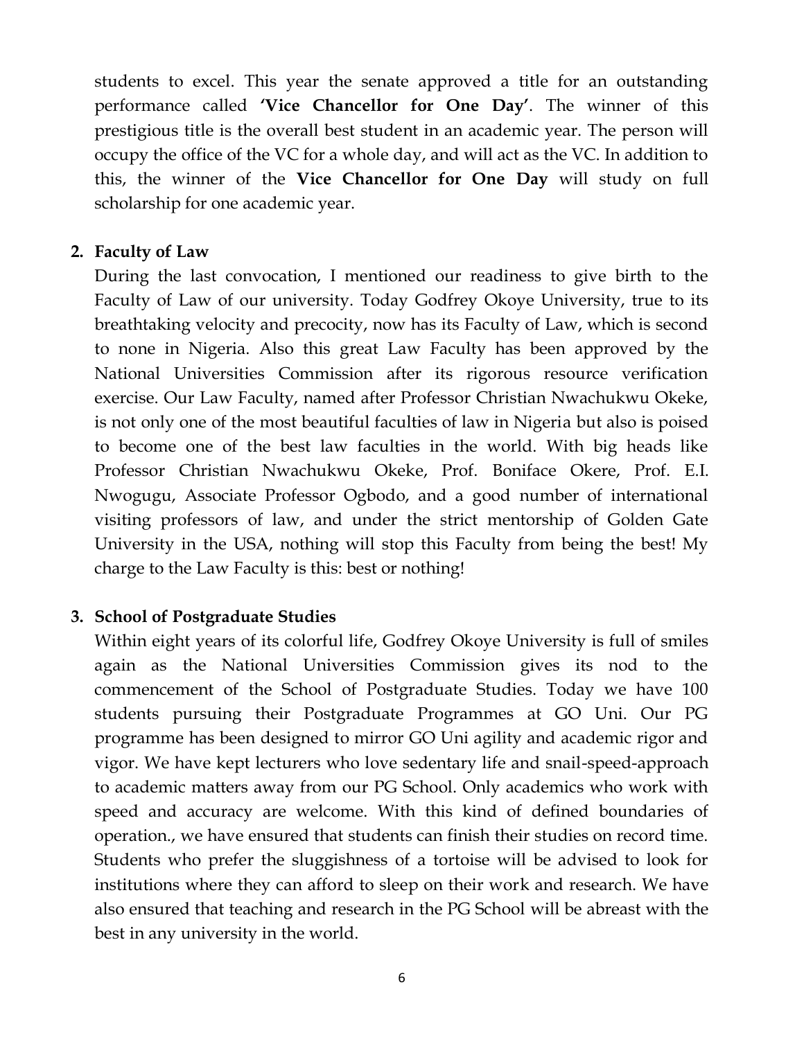students to excel. This year the senate approved a title for an outstanding performance called **'Vice Chancellor for One Day'**. The winner of this prestigious title is the overall best student in an academic year. The person will occupy the office of the VC for a whole day, and will act as the VC. In addition to this, the winner of the **Vice Chancellor for One Day** will study on full scholarship for one academic year.

2. **Faculty of Law**

During the last convocation, I mentioned our readiness to give birth to the Faculty of Law of our university. Today Godfrey Okoye University, true to its breathtaking velocity and precocity, now has its Faculty of Law, which is second to none in Nigeria. Also this great Law Faculty has been approved by the National Universities Commission after its rigorous resource verification exercise. Our Law Faculty, named after Professor Christian Nwachukwu Okeke, is not only one of the most beautiful faculties of law in Nigeria but also is poised to become one of the best law faculties in the world. With big heads like Professor Christian Nwachukwu Okeke, Prof. Boniface Okere, Prof. E.I. Nwogugu, Associate Professor Ogbodo, and a good number of international visiting professors of law, and under the strict mentorship of Golden Gate University in the USA, nothing will stop this Faculty from being the best! My charge to the Law Faculty is this: best or nothing!

3. **School of Postgraduate Studies**

Within eight years of its colorful life, Godfrey Okoye University is full of smiles again as the National Universities Commission gives its nod to the commencement of the School of Postgraduate Studies. Today we have 100 students pursuing their Postgraduate Programmes at GO Uni. Our PG programme has been designed to mirror GO Uni agility and academic rigor and vigor. We have kept lecturers who love sedentary life and snail-speed-approach to academic matters away from our PG School. Only academics who work with speed and accuracy are welcome. With this kind of defined boundaries of operation., we have ensured that students can finish their studies on record time. Students who prefer the sluggishness of a tortoise will be advised to look for institutions where they can afford to sleep on their work and research. We have also ensured that teaching and research in the PG School will be abreast with the best in any university in the world.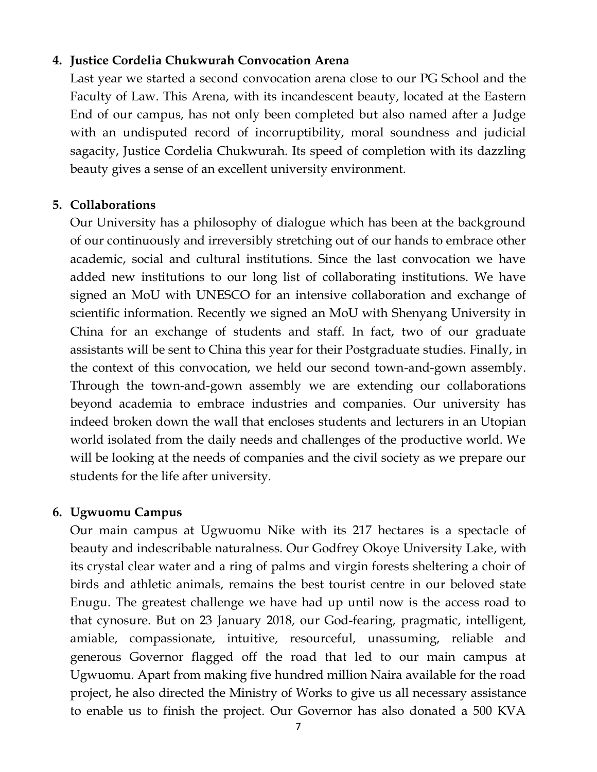4. **Justice Cordelia Chukwurah Convocation Arena**

   Last year we started a second convocation arena close to our PG School and the Faculty of Law. This Arena, with its incandescent beauty, located at the Eastern End of our campus, has not only been completed but also named after a Judge with an undisputed record of incorruptibility, moral soundness and judicial sagacity, Justice Cordelia Chukwurah. Its speed of completion with its dazzling beauty gives a sense of an excellent university environment.

5. **Collaborations**

   Our University has a philosophy of dialogue which has been at the background of our continuously and irreversibly stretching out of our hands to embrace other academic, social and cultural institutions. Since the last convocation we have added new institutions to our long list of collaborating institutions. We have signed an MoU with UNESCO for an intensive collaboration and exchange of scientific information. Recently we signed an MoU with Shenyang University in China for an exchange of students and staff. In fact, two of our graduate assistants will be sent to China this year for their Postgraduate studies. Finally, in the context of this convocation, we held our second town-and-gown assembly. Through the town-and-gown assembly we are extending our collaborations beyond academia to embrace industries and companies. Our university has indeed broken down the wall that encloses students and lecturers in an Utopian world isolated from the daily needs and challenges of the productive world. We will be looking at the needs of companies and the civil society as we prepare our students for the life after university.

6. **Ugwuomu Campus**

   Our main campus at Ugwuomu Nike with its 217 hectares is a spectacle of beauty and indescribable naturalness. Our Godfrey Okoye University Lake, with its crystal clear water and a ring of palms and virgin forests sheltering a choir of birds and athletic animals, remains the best tourist centre in our beloved state Enugu. The greatest challenge we have had up until now is the access road to that cynosure. But on 23 January 2018, our God-fearing, pragmatic, intelligent, amiable, compassionate, intuitive, resourceful, unassuming, reliable and generous Governor flagged off the road that led to our main campus at Ugwuomu. Apart from making five hundred million Naira available for the road project, he also directed the Ministry of Works to give us all necessary assistance to enable us to finish the project. Our Governor has also donated a 500 KVA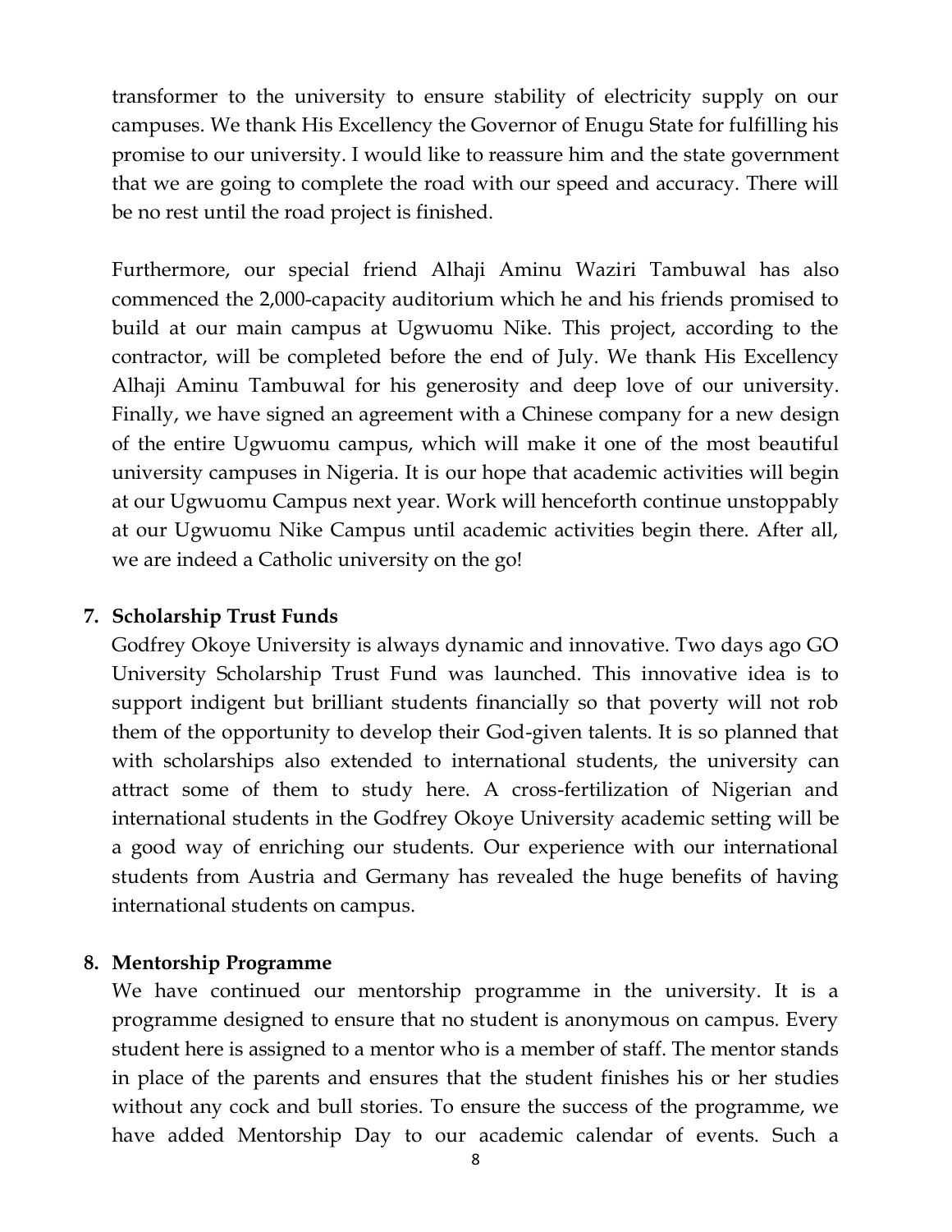transformer to the university to ensure stability of electricity supply on our campuses. We thank His Excellency the Governor of Enugu State for fulfilling his promise to our university. I would like to reassure him and the state government that we are going to complete the road with our speed and accuracy. There will be no rest until the road project is finished.

Furthermore, our special friend Alhaji Aminu Waziri Tambuwal has also commenced the 2,000-capacity auditorium which he and his friends promised to build at our main campus at Ugwuomu Nike. This project, according to the contractor, will be completed before the end of July. We thank His Excellency Alhaji Aminu Tambuwal for his generosity and deep love of our university. Finally, we have signed an agreement with a Chinese company for a new design of the entire Ugwuomu campus, which will make it one of the most beautiful university campuses in Nigeria. It is our hope that academic activities will begin at our Ugwuomu Campus next year. Work will henceforth continue unstoppably at our Ugwuomu Nike Campus until academic activities begin there. After all, we are indeed a Catholic university on the go!

7. **Scholarship Trust Funds**

   Godfrey Okoye University is always dynamic and innovative. Two days ago GO University Scholarship Trust Fund was launched. This innovative idea is to support indigent but brilliant students financially so that poverty will not rob them of the opportunity to develop their God-given talents. It is so planned that with scholarships also extended to international students, the university can attract some of them to study here. A cross-fertilization of Nigerian and international students in the Godfrey Okoye University academic setting will be a good way of enriching our students. Our experience with our international students from Austria and Germany has revealed the huge benefits of having international students on campus.

8. **Mentorship Programme**

   We have continued our mentorship programme in the university. It is a programme designed to ensure that no student is anonymous on campus. Every student here is assigned to a mentor who is a member of staff. The mentor stands in place of the parents and ensures that the student finishes his or her studies without any cock and bull stories. To ensure the success of the programme, we have added Mentorship Day to our academic calendar of events. Such a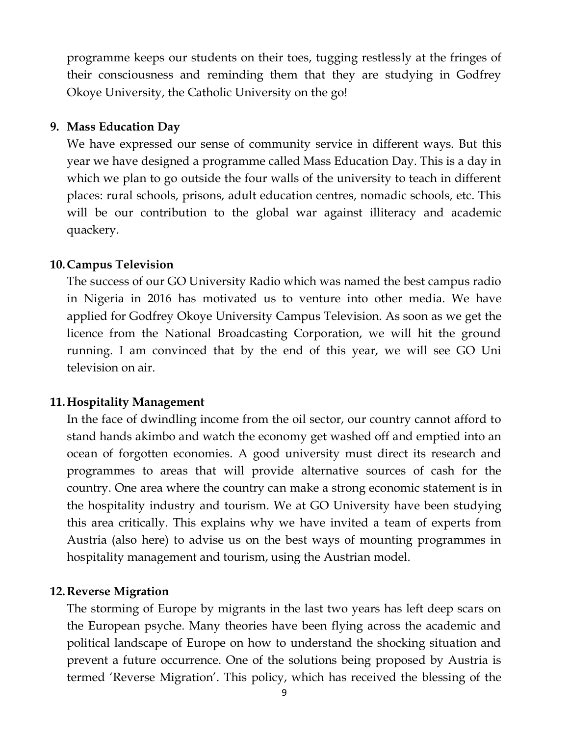programme keeps our students on their toes, tugging restlessly at the fringes of their consciousness and reminding them that they are studying in Godfrey Okoye University, the Catholic University on the go!

9. **Mass Education Day**

   We have expressed our sense of community service in different ways. But this year we have designed a programme called Mass Education Day. This is a day in which we plan to go outside the four walls of the university to teach in different places: rural schools, prisons, adult education centres, nomadic schools, etc. This will be our contribution to the global war against illiteracy and academic quackery.

10. **Campus Television**

    The success of our GO University Radio which was named the best campus radio in Nigeria in 2016 has motivated us to venture into other media. We have applied for Godfrey Okoye University Campus Television. As soon as we get the licence from the National Broadcasting Corporation, we will hit the ground running. I am convinced that by the end of this year, we will see GO Uni television on air.

11. **Hospitality Management**

    In the face of dwindling income from the oil sector, our country cannot afford to stand hands akimbo and watch the economy get washed off and emptied into an ocean of forgotten economies. A good university must direct its research and programmes to areas that will provide alternative sources of cash for the country. One area where the country can make a strong economic statement is in the hospitality industry and tourism. We at GO University have been studying this area critically. This explains why we have invited a team of experts from Austria (also here) to advise us on the best ways of mounting programmes in hospitality management and tourism, using the Austrian model.

12. **Reverse Migration**

    The storming of Europe by migrants in the last two years has left deep scars on the European psyche. Many theories have been flying across the academic and political landscape of Europe on how to understand the shocking situation and prevent a future occurrence. One of the solutions being proposed by Austria is termed 'Reverse Migration'. This policy, which has received the blessing of the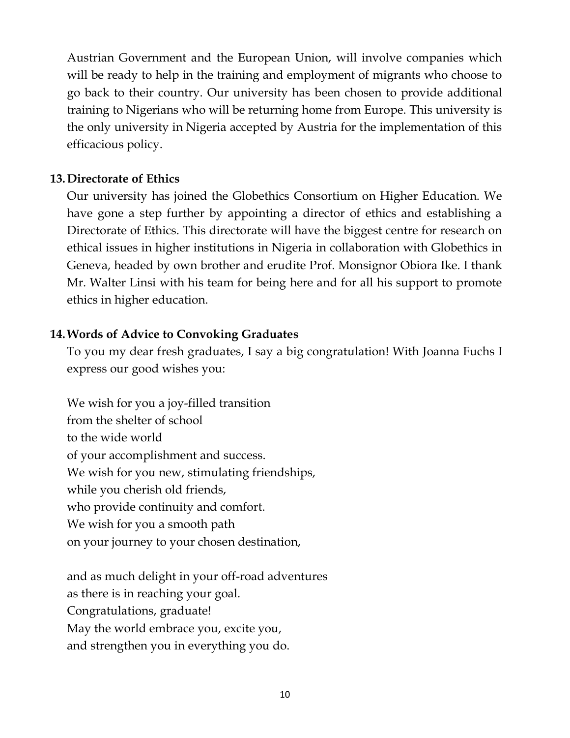Austrian Government and the European Union, will involve companies which will be ready to help in the training and employment of migrants who choose to go back to their country. Our university has been chosen to provide additional training to Nigerians who will be returning home from Europe. This university is the only university in Nigeria accepted by Austria for the implementation of this efficacious policy.

### 13. Directorate of Ethics

Our university has joined the Globethics Consortium on Higher Education. We have gone a step further by appointing a director of ethics and establishing a Directorate of Ethics. This directorate will have the biggest centre for research on ethical issues in higher institutions in Nigeria in collaboration with Globethics in Geneva, headed by own brother and erudite Prof. Monsignor Obiora Ike. I thank Mr. Walter Linsi with his team for being here and for all his support to promote ethics in higher education.

### 14. Words of Advice to Convoking Graduates

To you my dear fresh graduates, I say a big congratulation! With Joanna Fuchs I express our good wishes you:

We wish for you a joy-filled transition
from the shelter of school
to the wide world
of your accomplishment and success.
We wish for you new, stimulating friendships,
while you cherish old friends,
who provide continuity and comfort.
We wish for you a smooth path
on your journey to your chosen destination,

and as much delight in your off-road adventures
as there is in reaching your goal.
Congratulations, graduate!
May the world embrace you, excite you,
and strengthen you in everything you do.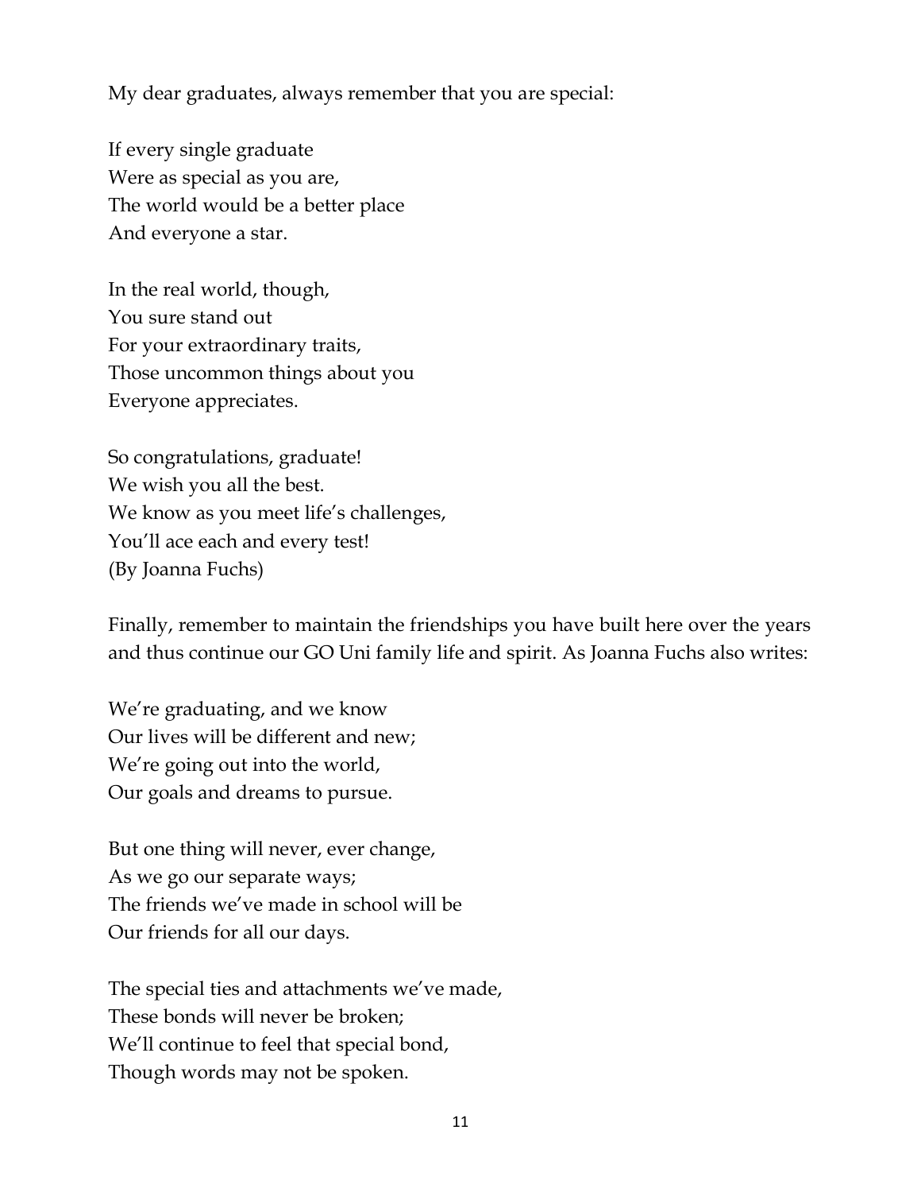My dear graduates, always remember that you are special:

If every single graduate  
Were as special as you are,  
The world would be a better place  
And everyone a star.

In the real world, though,  
You sure stand out  
For your extraordinary traits,  
Those uncommon things about you  
Everyone appreciates.

So congratulations, graduate!  
We wish you all the best.  
We know as you meet life's challenges,  
You'll ace each and every test!  
(By Joanna Fuchs)

Finally, remember to maintain the friendships you have built here over the years and thus continue our GO Uni family life and spirit. As Joanna Fuchs also writes:

We're graduating, and we know  
Our lives will be different and new;  
We're going out into the world,  
Our goals and dreams to pursue.

But one thing will never, ever change,  
As we go our separate ways;  
The friends we've made in school will be  
Our friends for all our days.

The special ties and attachments we've made,  
These bonds will never be broken;  
We'll continue to feel that special bond,  
Though words may not be spoken.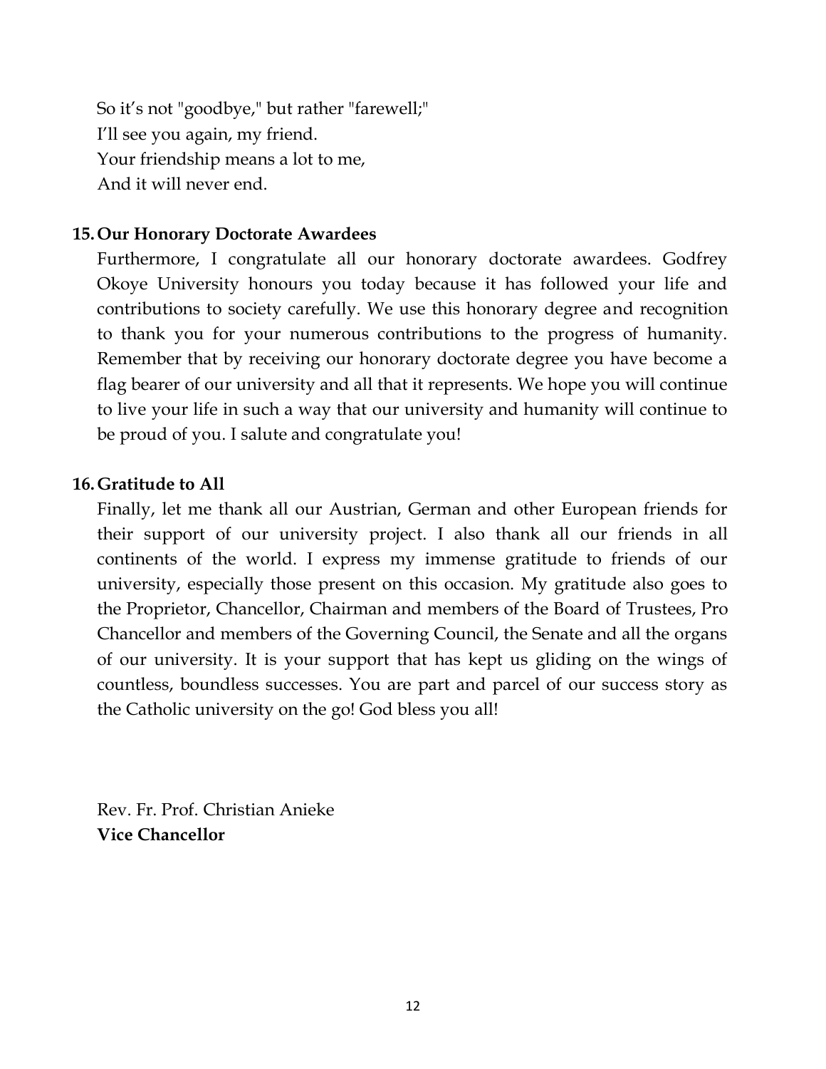So it’s not "goodbye," but rather "farewell;"  
I’ll see you again, my friend.  
Your friendship means a lot to me,  
And it will never end.

**15. Our Honorary Doctorate Awardees**

Furthermore, I congratulate all our honorary doctorate awardees. Godfrey Okoye University honours you today because it has followed your life and contributions to society carefully. We use this honorary degree and recognition to thank you for your numerous contributions to the progress of humanity. Remember that by receiving our honorary doctorate degree you have become a flag bearer of our university and all that it represents. We hope you will continue to live your life in such a way that our university and humanity will continue to be proud of you. I salute and congratulate you!

**16. Gratitude to All**

Finally, let me thank all our Austrian, German and other European friends for their support of our university project. I also thank all our friends in all continents of the world. I express my immense gratitude to friends of our university, especially those present on this occasion. My gratitude also goes to the Proprietor, Chancellor, Chairman and members of the Board of Trustees, Pro Chancellor and members of the Governing Council, the Senate and all the organs of our university. It is your support that has kept us gliding on the wings of countless, boundless successes. You are part and parcel of our success story as the Catholic university on the go! God bless you all!

Rev. Fr. Prof. Christian Anieke  
**Vice Chancellor**